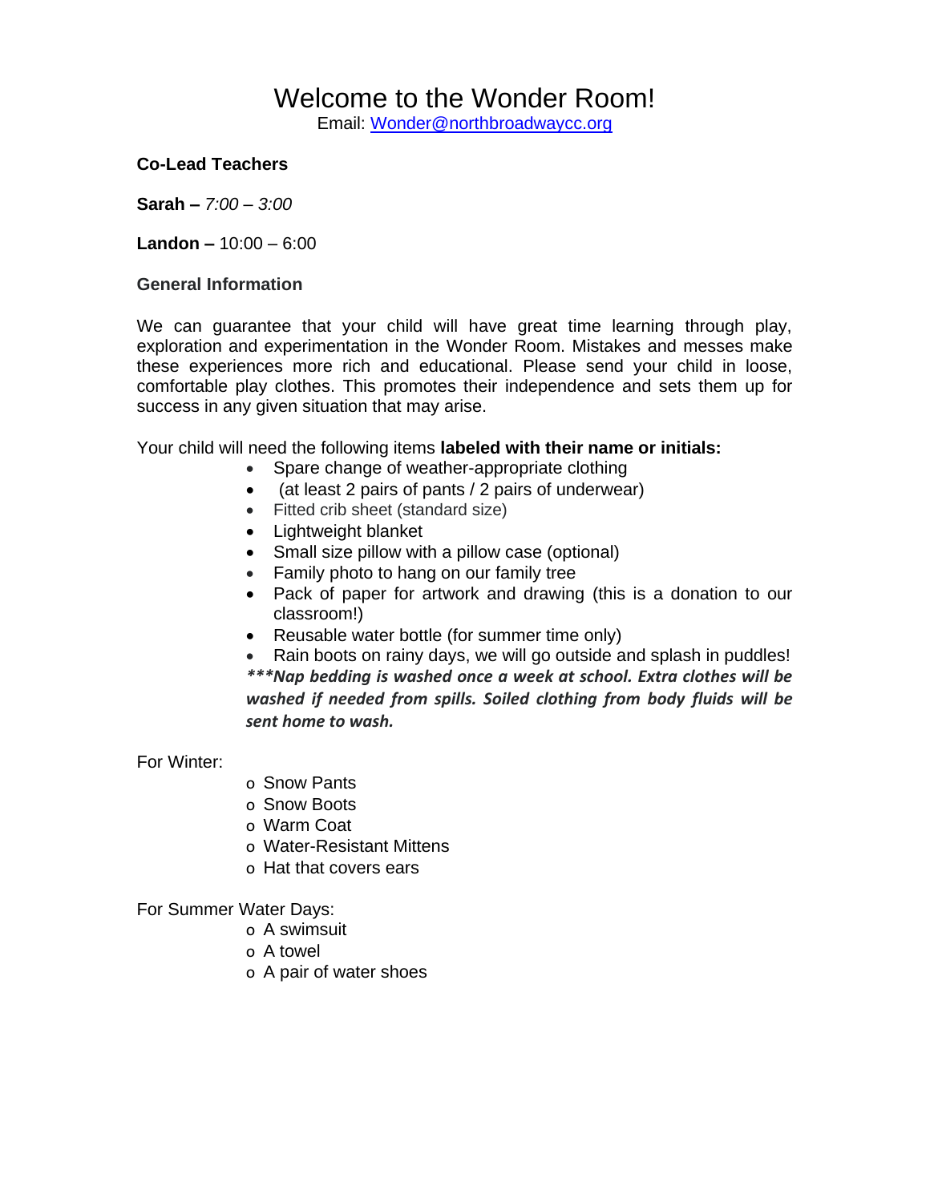# Welcome to the Wonder Room!

Email: [Wonder@northbroadwaycc.org](mailto:Wonder@northbroadwaycc.org)

**Co-Lead Teachers**

**Sarah –** *7:00 – 3:00*

**Landon –** 10:00 – 6:00

**General Information**

We can guarantee that your child will have great time learning through play, exploration and experimentation in the Wonder Room. Mistakes and messes make these experiences more rich and educational. Please send your child in loose, comfortable play clothes. This promotes their independence and sets them up for success in any given situation that may arise.

Your child will need the following items **labeled with their name or initials:**

- Spare change of weather-appropriate clothing
- (at least 2 pairs of pants / 2 pairs of underwear)
- Fitted crib sheet (standard size)
- Lightweight blanket
- Small size pillow with a pillow case (optional)
- Family photo to hang on our family tree
- Pack of paper for artwork and drawing (this is a donation to our classroom!)
- Reusable water bottle (for summer time only)
- Rain boots on rainy days, we will go outside and splash in puddles!

***\*\*\*Nap bedding is washed once a week at school. Extra clothes will be washed if needed from spills. Soiled clothing from body fluids will be sent home to wash.***

For Winter:

- Snow Pants
- Snow Boots
- Warm Coat
- Water-Resistant Mittens
- Hat that covers ears

For Summer Water Days:

- A swimsuit
- A towel
- A pair of water shoes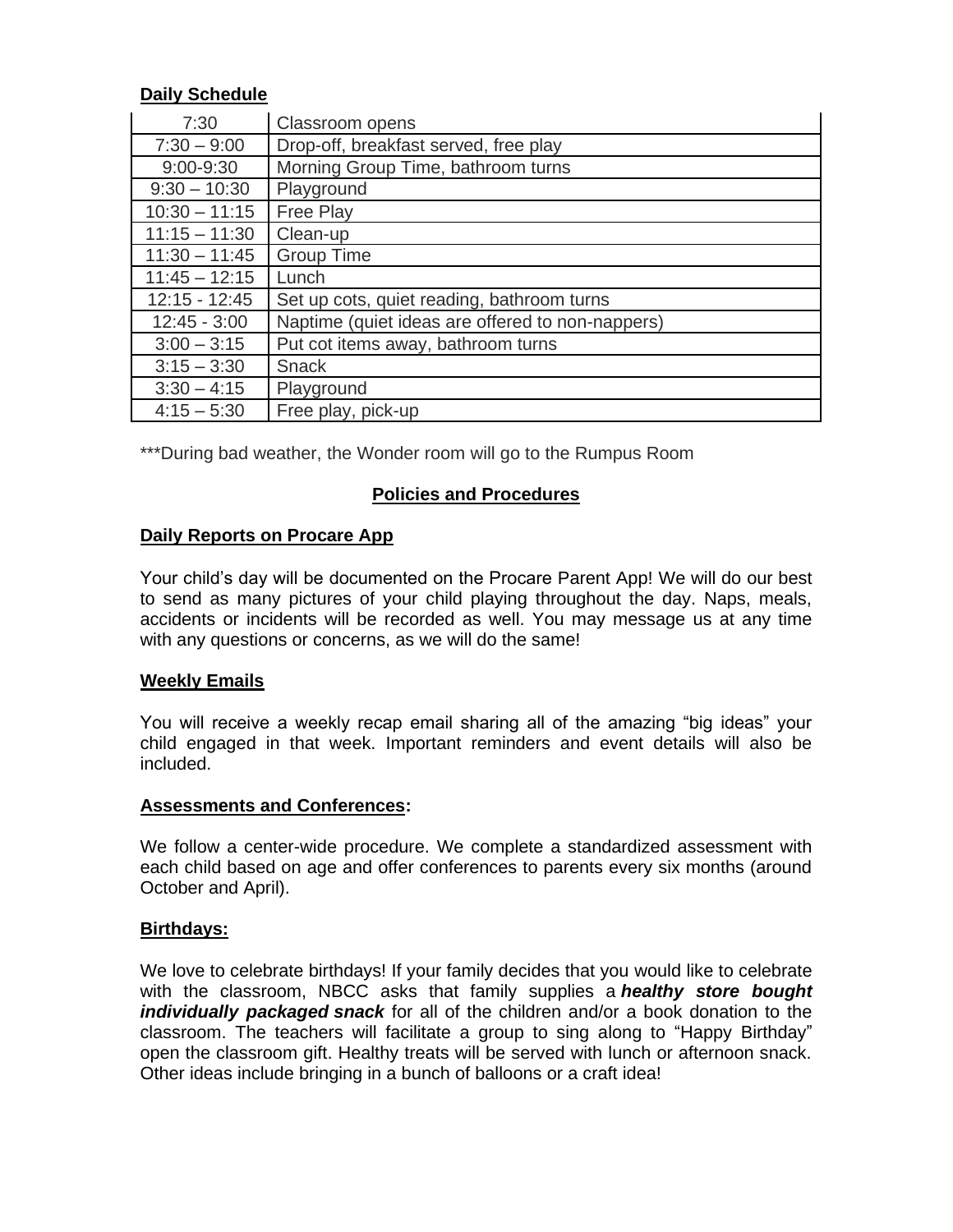## Daily Schedule

| | |
|---|---|
| 7:30 | Classroom opens |
| 7:30 – 9:00 | Drop-off, breakfast served, free play |
| 9:00-9:30 | Morning Group Time, bathroom turns |
| 9:30 – 10:30 | Playground |
| 10:30 – 11:15 | Free Play |
| 11:15 – 11:30 | Clean-up |
| 11:30 – 11:45 | Group Time |
| 11:45 – 12:15 | Lunch |
| 12:15 - 12:45 | Set up cots, quiet reading, bathroom turns |
| 12:45 - 3:00 | Naptime (quiet ideas are offered to non-nappers) |
| 3:00 – 3:15 | Put cot items away, bathroom turns |
| 3:15 – 3:30 | Snack |
| 3:30 – 4:15 | Playground |
| 4:15 – 5:30 | Free play, pick-up |

***During bad weather, the Wonder room will go to the Rumpus Room

## Policies and Procedures

### Daily Reports on Procare App

Your child's day will be documented on the Procare Parent App! We will do our best to send as many pictures of your child playing throughout the day. Naps, meals, accidents or incidents will be recorded as well. You may message us at any time with any questions or concerns, as we will do the same!

### Weekly Emails

You will receive a weekly recap email sharing all of the amazing "big ideas" your child engaged in that week. Important reminders and event details will also be included.

### Assessments and Conferences:

We follow a center-wide procedure. We complete a standardized assessment with each child based on age and offer conferences to parents every six months (around October and April).

### Birthdays:

We love to celebrate birthdays! If your family decides that you would like to celebrate with the classroom, NBCC asks that family supplies a ***healthy store bought individually packaged snack*** for all of the children and/or a book donation to the classroom. The teachers will facilitate a group to sing along to "Happy Birthday" open the classroom gift. Healthy treats will be served with lunch or afternoon snack. Other ideas include bringing in a bunch of balloons or a craft idea!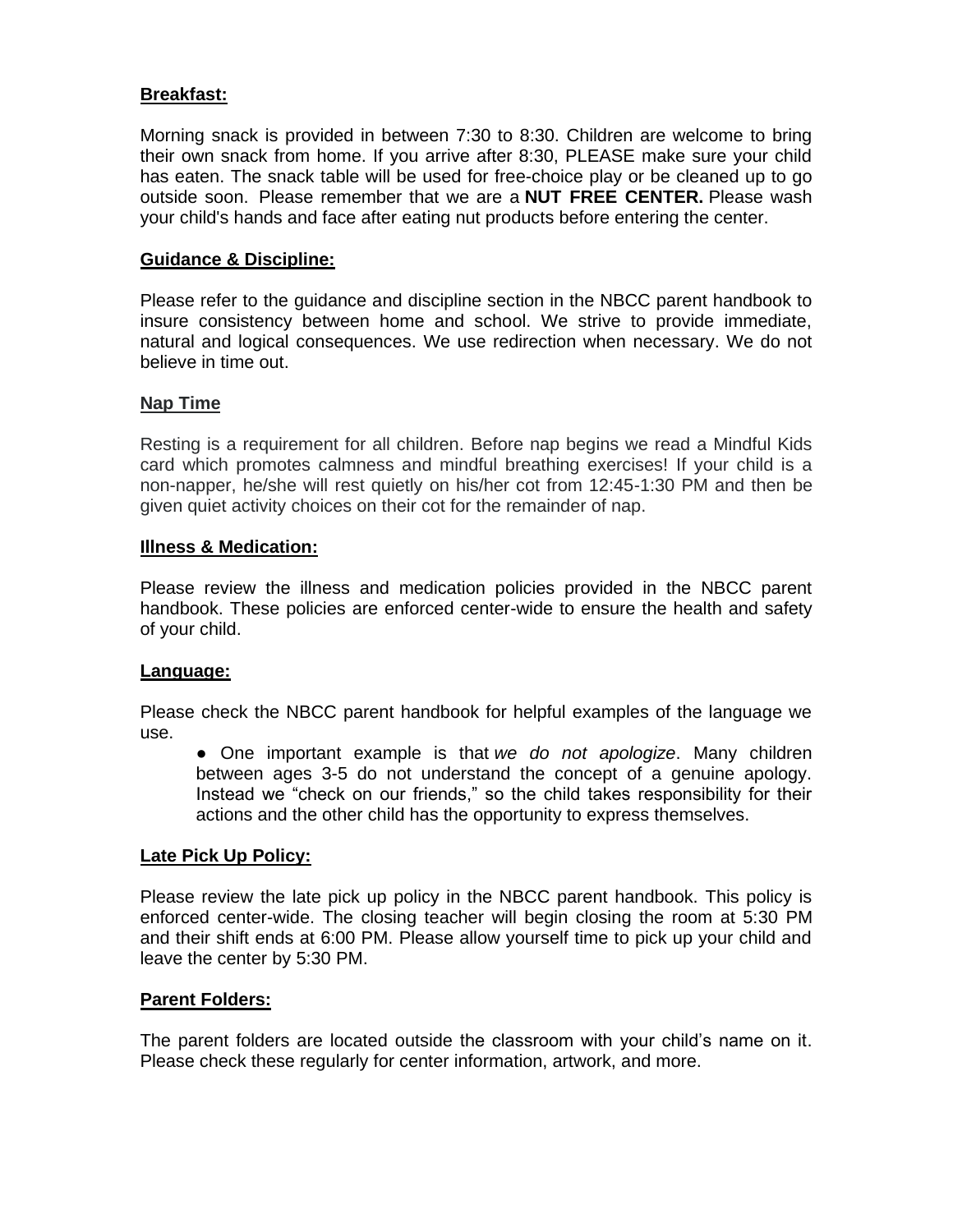**Breakfast:**

Morning snack is provided in between 7:30 to 8:30. Children are welcome to bring their own snack from home. If you arrive after 8:30, PLEASE make sure your child has eaten. The snack table will be used for free-choice play or be cleaned up to go outside soon. Please remember that we are a **NUT FREE CENTER.** Please wash your child's hands and face after eating nut products before entering the center.

**Guidance & Discipline:**

Please refer to the guidance and discipline section in the NBCC parent handbook to insure consistency between home and school. We strive to provide immediate, natural and logical consequences. We use redirection when necessary. We do not believe in time out.

**Nap Time**

Resting is a requirement for all children. Before nap begins we read a Mindful Kids card which promotes calmness and mindful breathing exercises! If your child is a non-napper, he/she will rest quietly on his/her cot from 12:45-1:30 PM and then be given quiet activity choices on their cot for the remainder of nap.

**Illness & Medication:**

Please review the illness and medication policies provided in the NBCC parent handbook. These policies are enforced center-wide to ensure the health and safety of your child.

**Language:**

Please check the NBCC parent handbook for helpful examples of the language we use.

- One important example is that *we do not apologize*. Many children between ages 3-5 do not understand the concept of a genuine apology. Instead we "check on our friends," so the child takes responsibility for their actions and the other child has the opportunity to express themselves.

**Late Pick Up Policy:**

Please review the late pick up policy in the NBCC parent handbook. This policy is enforced center-wide. The closing teacher will begin closing the room at 5:30 PM and their shift ends at 6:00 PM. Please allow yourself time to pick up your child and leave the center by 5:30 PM.

**Parent Folders:**

The parent folders are located outside the classroom with your child's name on it. Please check these regularly for center information, artwork, and more.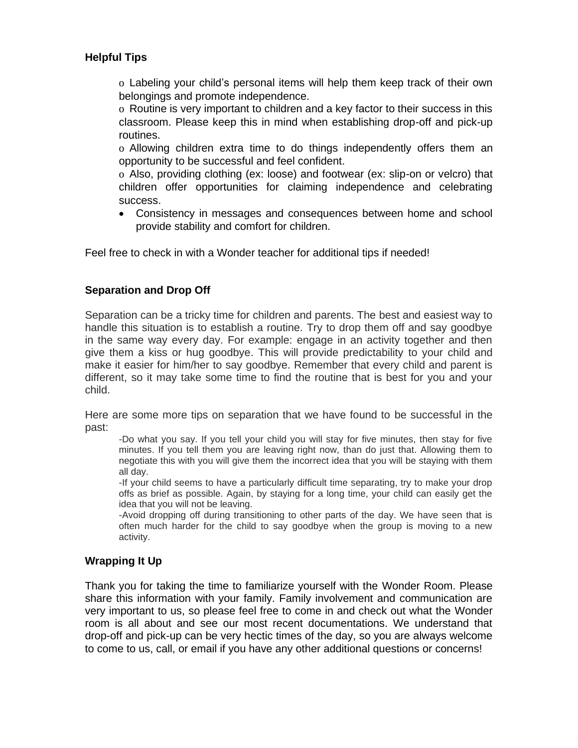### Helpful Tips

- Labeling your child's personal items will help them keep track of their own belongings and promote independence.
- Routine is very important to children and a key factor to their success in this classroom. Please keep this in mind when establishing drop-off and pick-up routines.
- Allowing children extra time to do things independently offers them an opportunity to be successful and feel confident.
- Also, providing clothing (ex: loose) and footwear (ex: slip-on or velcro) that children offer opportunities for claiming independence and celebrating success.
- Consistency in messages and consequences between home and school provide stability and comfort for children.

Feel free to check in with a Wonder teacher for additional tips if needed!

### Separation and Drop Off

Separation can be a tricky time for children and parents. The best and easiest way to handle this situation is to establish a routine. Try to drop them off and say goodbye in the same way every day. For example: engage in an activity together and then give them a kiss or hug goodbye. This will provide predictability to your child and make it easier for him/her to say goodbye. Remember that every child and parent is different, so it may take some time to find the routine that is best for you and your child.

Here are some more tips on separation that we have found to be successful in the past:

-Do what you say. If you tell your child you will stay for five minutes, then stay for five minutes. If you tell them you are leaving right now, than do just that. Allowing them to negotiate this with you will give them the incorrect idea that you will be staying with them all day.

-If your child seems to have a particularly difficult time separating, try to make your drop offs as brief as possible. Again, by staying for a long time, your child can easily get the idea that you will not be leaving.

-Avoid dropping off during transitioning to other parts of the day. We have seen that is often much harder for the child to say goodbye when the group is moving to a new activity.

### Wrapping It Up

Thank you for taking the time to familiarize yourself with the Wonder Room. Please share this information with your family. Family involvement and communication are very important to us, so please feel free to come in and check out what the Wonder room is all about and see our most recent documentations. We understand that drop-off and pick-up can be very hectic times of the day, so you are always welcome to come to us, call, or email if you have any other additional questions or concerns!